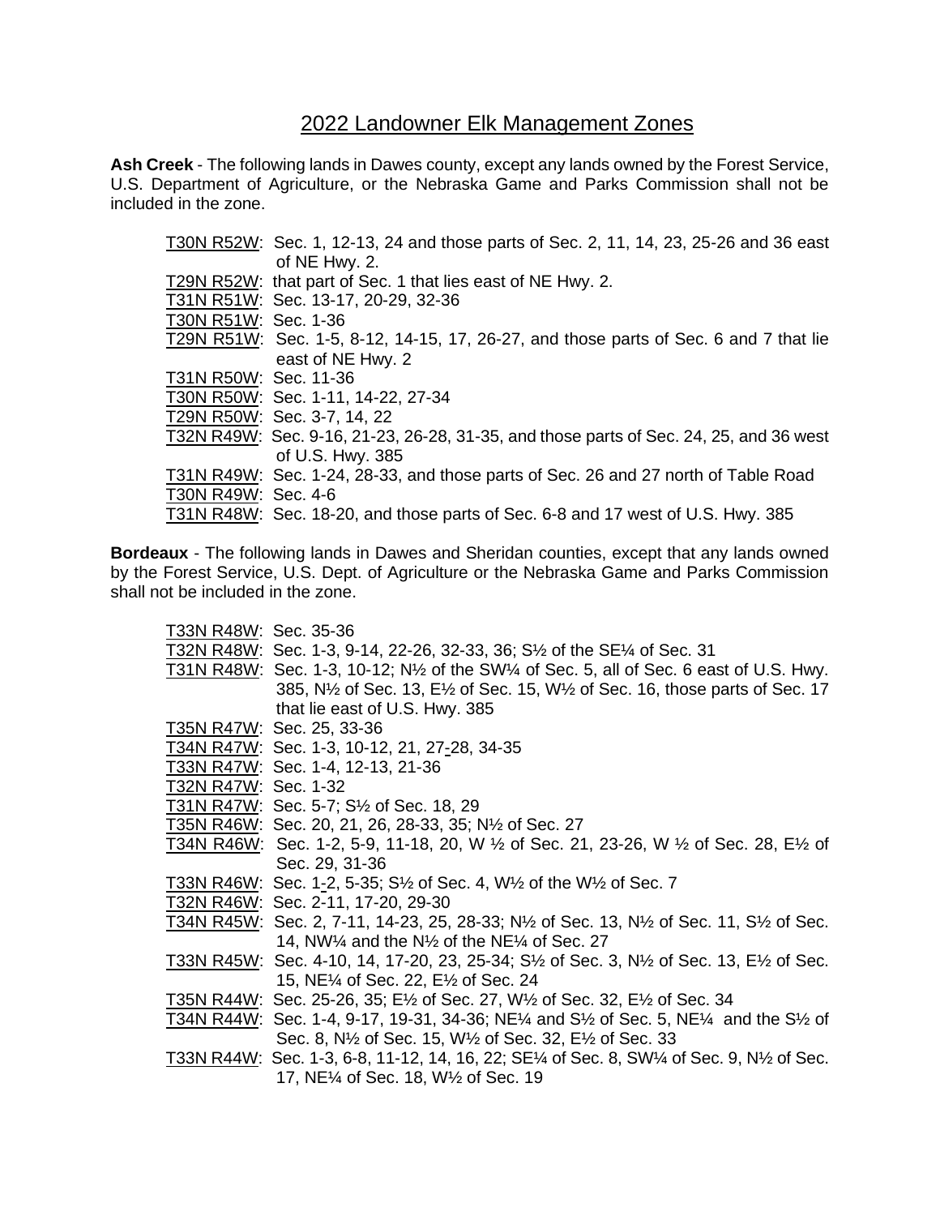# 2022 Landowner Elk Management Zones

**Ash Creek** - The following lands in Dawes county, except any lands owned by the Forest Service, U.S. Department of Agriculture, or the Nebraska Game and Parks Commission shall not be included in the zone.

- T30N R52W: Sec. 1, 12-13, 24 and those parts of Sec. 2, 11, 14, 23, 25-26 and 36 east of NE Hwy. 2.
- T29N R52W: that part of Sec. 1 that lies east of NE Hwy. 2.
- T31N R51W: Sec. 13-17, 20-29, 32-36
- T30N R51W: Sec. 1-36
- T29N R51W: Sec. 1-5, 8-12, 14-15, 17, 26-27, and those parts of Sec. 6 and 7 that lie east of NE Hwy. 2
- T31N R50W: Sec. 11-36
- T30N R50W: Sec. 1-11, 14-22, 27-34
- T29N R50W: Sec. 3-7, 14, 22
- T32N R49W: Sec. 9-16, 21-23, 26-28, 31-35, and those parts of Sec. 24, 25, and 36 west of U.S. Hwy. 385
- T31N R49W: Sec. 1-24, 28-33, and those parts of Sec. 26 and 27 north of Table Road
- T30N R49W: Sec. 4-6
- T31N R48W: Sec. 18-20, and those parts of Sec. 6-8 and 17 west of U.S. Hwy. 385

**Bordeaux** - The following lands in Dawes and Sheridan counties, except that any lands owned by the Forest Service, U.S. Dept. of Agriculture or the Nebraska Game and Parks Commission shall not be included in the zone.

- T33N R48W: Sec. 35-36
- T32N R48W: Sec. 1-3, 9-14, 22-26, 32-33, 36; S½ of the SE¼ of Sec. 31
- T31N R48W: Sec. 1-3, 10-12; N½ of the SW¼ of Sec. 5, all of Sec. 6 east of U.S. Hwy. 385, N½ of Sec. 13, E½ of Sec. 15, W½ of Sec. 16, those parts of Sec. 17 that lie east of U.S. Hwy. 385
- T35N R47W: Sec. 25, 33-36
- T34N R47W: Sec. 1-3, 10-12, 21, 27-28, 34-35
- T33N R47W: Sec. 1-4, 12-13, 21-36
- T32N R47W: Sec. 1-32
- T31N R47W: Sec. 5-7; S½ of Sec. 18, 29
- T35N R46W: Sec. 20, 21, 26, 28-33, 35; N½ of Sec. 27
- T34N R46W: Sec. 1-2, 5-9, 11-18, 20, W ½ of Sec. 21, 23-26, W ½ of Sec. 28, E½ of Sec. 29, 31-36
- T33N R46W: Sec. 1-2, 5-35; S½ of Sec. 4, W½ of the W½ of Sec. 7
- T32N R46W: Sec. 2-11, 17-20, 29-30
- T34N R45W: Sec. 2, 7-11, 14-23, 25, 28-33; N½ of Sec. 13, N½ of Sec. 11, S½ of Sec. 14, NW¼ and the N½ of the NE¼ of Sec. 27
- T33N R45W: Sec. 4-10, 14, 17-20, 23, 25-34; S½ of Sec. 3, N½ of Sec. 13, E½ of Sec. 15, NE¼ of Sec. 22, E½ of Sec. 24
- T35N R44W: Sec. 25-26, 35; E½ of Sec. 27, W½ of Sec. 32, E½ of Sec. 34
- T34N R44W: Sec. 1-4, 9-17, 19-31, 34-36; NE¼ and S½ of Sec. 5, NE¼ and the S½ of Sec. 8, N½ of Sec. 15, W½ of Sec. 32, E½ of Sec. 33
- T33N R44W: Sec. 1-3, 6-8, 11-12, 14, 16, 22; SE¼ of Sec. 8, SW¼ of Sec. 9, N½ of Sec. 17, NE¼ of Sec. 18, W½ of Sec. 19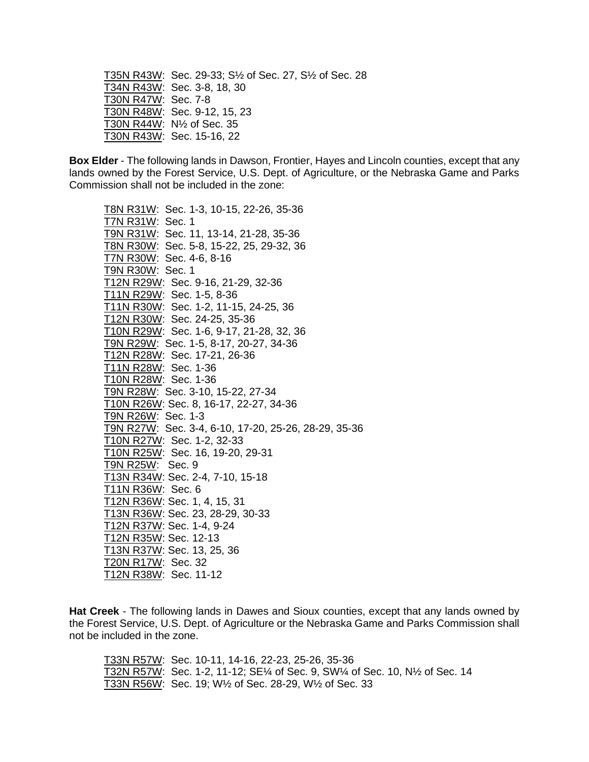T35N R43W: Sec. 29-33; S½ of Sec. 27, S½ of Sec. 28
T34N R43W: Sec. 3-8, 18, 30
T30N R47W: Sec. 7-8
T30N R48W: Sec. 9-12, 15, 23
T30N R44W: N½ of Sec. 35
T30N R43W: Sec. 15-16, 22

**Box Elder** - The following lands in Dawson, Frontier, Hayes and Lincoln counties, except that any lands owned by the Forest Service, U.S. Dept. of Agriculture, or the Nebraska Game and Parks Commission shall not be included in the zone:

T8N R31W: Sec. 1-3, 10-15, 22-26, 35-36
T7N R31W: Sec. 1
T9N R31W: Sec. 11, 13-14, 21-28, 35-36
T8N R30W: Sec. 5-8, 15-22, 25, 29-32, 36
T7N R30W: Sec. 4-6, 8-16
T9N R30W: Sec. 1
T12N R29W: Sec. 9-16, 21-29, 32-36
T11N R29W: Sec. 1-5, 8-36
T11N R30W: Sec. 1-2, 11-15, 24-25, 36
T12N R30W: Sec. 24-25, 35-36
T10N R29W: Sec. 1-6, 9-17, 21-28, 32, 36
T9N R29W: Sec. 1-5, 8-17, 20-27, 34-36
T12N R28W: Sec. 17-21, 26-36
T11N R28W: Sec. 1-36
T10N R28W: Sec. 1-36
T9N R28W: Sec. 3-10, 15-22, 27-34
T10N R26W: Sec. 8, 16-17, 22-27, 34-36
T9N R26W: Sec. 1-3
T9N R27W: Sec. 3-4, 6-10, 17-20, 25-26, 28-29, 35-36
T10N R27W: Sec. 1-2, 32-33
T10N R25W: Sec. 16, 19-20, 29-31
T9N R25W: Sec. 9
T13N R34W: Sec. 2-4, 7-10, 15-18
T11N R36W: Sec. 6
T12N R36W: Sec. 1, 4, 15, 31
T13N R36W: Sec. 23, 28-29, 30-33
T12N R37W: Sec. 1-4, 9-24
T12N R35W: Sec. 12-13
T13N R37W: Sec. 13, 25, 36
T20N R17W: Sec. 32
T12N R38W: Sec. 11-12

**Hat Creek** - The following lands in Dawes and Sioux counties, except that any lands owned by the Forest Service, U.S. Dept. of Agriculture or the Nebraska Game and Parks Commission shall not be included in the zone.

T33N R57W: Sec. 10-11, 14-16, 22-23, 25-26, 35-36
T32N R57W: Sec. 1-2, 11-12; SE¼ of Sec. 9, SW¼ of Sec. 10, N½ of Sec. 14
T33N R56W: Sec. 19; W½ of Sec. 28-29, W½ of Sec. 33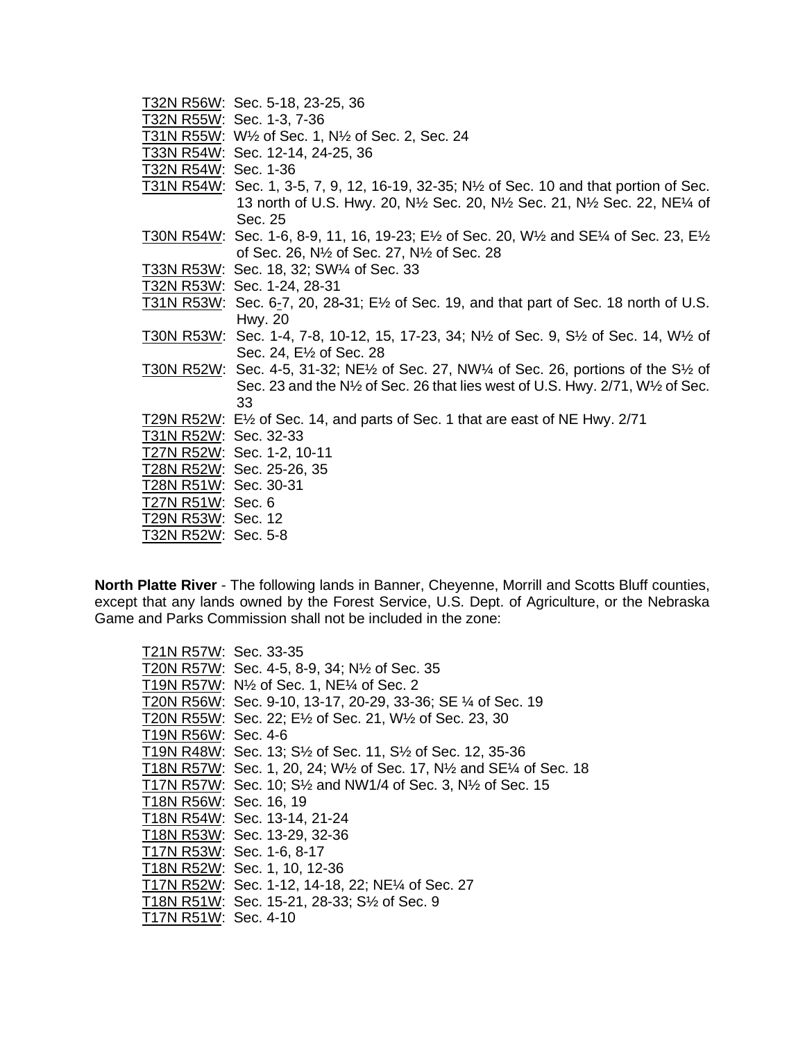T32N R56W: Sec. 5-18, 23-25, 36
T32N R55W: Sec. 1-3, 7-36
T31N R55W: W½ of Sec. 1, N½ of Sec. 2, Sec. 24
T33N R54W: Sec. 12-14, 24-25, 36
T32N R54W: Sec. 1-36
T31N R54W: Sec. 1, 3-5, 7, 9, 12, 16-19, 32-35; N½ of Sec. 10 and that portion of Sec. 13 north of U.S. Hwy. 20, N½ Sec. 20, N½ Sec. 21, N½ Sec. 22, NE¼ of Sec. 25
T30N R54W: Sec. 1-6, 8-9, 11, 16, 19-23; E½ of Sec. 20, W½ and SE¼ of Sec. 23, E½ of Sec. 26, N½ of Sec. 27, N½ of Sec. 28
T33N R53W: Sec. 18, 32; SW¼ of Sec. 33
T32N R53W: Sec. 1-24, 28-31
T31N R53W: Sec. 6-7, 20, 28-31; E½ of Sec. 19, and that part of Sec. 18 north of U.S. Hwy. 20
T30N R53W: Sec. 1-4, 7-8, 10-12, 15, 17-23, 34; N½ of Sec. 9, S½ of Sec. 14, W½ of Sec. 24, E½ of Sec. 28
T30N R52W: Sec. 4-5, 31-32; NE½ of Sec. 27, NW¼ of Sec. 26, portions of the S½ of Sec. 23 and the N½ of Sec. 26 that lies west of U.S. Hwy. 2/71, W½ of Sec. 33
T29N R52W: E½ of Sec. 14, and parts of Sec. 1 that are east of NE Hwy. 2/71
T31N R52W: Sec. 32-33
T27N R52W: Sec. 1-2, 10-11
T28N R52W: Sec. 25-26, 35
T28N R51W: Sec. 30-31
T27N R51W: Sec. 6
T29N R53W: Sec. 12
T32N R52W: Sec. 5-8

**North Platte River** - The following lands in Banner, Cheyenne, Morrill and Scotts Bluff counties, except that any lands owned by the Forest Service, U.S. Dept. of Agriculture, or the Nebraska Game and Parks Commission shall not be included in the zone:

T21N R57W: Sec. 33-35
T20N R57W: Sec. 4-5, 8-9, 34; N½ of Sec. 35
T19N R57W: N½ of Sec. 1, NE¼ of Sec. 2
T20N R56W: Sec. 9-10, 13-17, 20-29, 33-36; SE ¼ of Sec. 19
T20N R55W: Sec. 22; E½ of Sec. 21, W½ of Sec. 23, 30
T19N R56W: Sec. 4-6
T19N R48W: Sec. 13; S½ of Sec. 11, S½ of Sec. 12, 35-36
T18N R57W: Sec. 1, 20, 24; W½ of Sec. 17, N½ and SE¼ of Sec. 18
T17N R57W: Sec. 10; S½ and NW1/4 of Sec. 3, N½ of Sec. 15
T18N R56W: Sec. 16, 19
T18N R54W: Sec. 13-14, 21-24
T18N R53W: Sec. 13-29, 32-36
T17N R53W: Sec. 1-6, 8-17
T18N R52W: Sec. 1, 10, 12-36
T17N R52W: Sec. 1-12, 14-18, 22; NE¼ of Sec. 27
T18N R51W: Sec. 15-21, 28-33; S½ of Sec. 9
T17N R51W: Sec. 4-10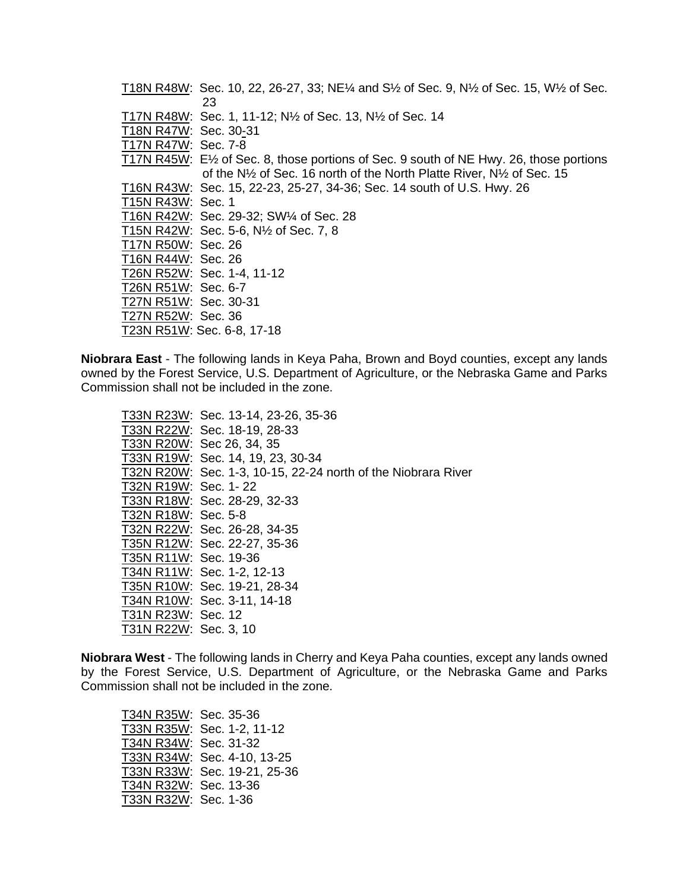<u>T18N R48W</u>: Sec. 10, 22, 26-27, 33; NE¼ and S½ of Sec. 9, N½ of Sec. 15, W½ of Sec. 23
<u>T17N R48W</u>: Sec. 1, 11-12; N½ of Sec. 13, N½ of Sec. 14
<u>T18N R47W</u>: Sec. 30-31
<u>T17N R47W</u>: Sec. 7-8
<u>T17N R45W</u>: E½ of Sec. 8, those portions of Sec. 9 south of NE Hwy. 26, those portions of the N½ of Sec. 16 north of the North Platte River, N½ of Sec. 15
<u>T16N R43W</u>: Sec. 15, 22-23, 25-27, 34-36; Sec. 14 south of U.S. Hwy. 26
<u>T15N R43W</u>: Sec. 1
<u>T16N R42W</u>: Sec. 29-32; SW¼ of Sec. 28
<u>T15N R42W</u>: Sec. 5-6, N½ of Sec. 7, 8
<u>T17N R50W</u>: Sec. 26
<u>T16N R44W</u>: Sec. 26
<u>T26N R52W</u>: Sec. 1-4, 11-12
<u>T26N R51W</u>: Sec. 6-7
<u>T27N R51W</u>: Sec. 30-31
<u>T27N R52W</u>: Sec. 36
<u>T23N R51W</u>: Sec. 6-8, 17-18

**Niobrara East** - The following lands in Keya Paha, Brown and Boyd counties, except any lands owned by the Forest Service, U.S. Department of Agriculture, or the Nebraska Game and Parks Commission shall not be included in the zone.

<u>T33N R23W</u>: Sec. 13-14, 23-26, 35-36
<u>T33N R22W</u>: Sec. 18-19, 28-33
<u>T33N R20W</u>: Sec 26, 34, 35
<u>T33N R19W</u>: Sec. 14, 19, 23, 30-34
<u>T32N R20W</u>: Sec. 1-3, 10-15, 22-24 north of the Niobrara River
<u>T32N R19W</u>: Sec. 1- 22
<u>T33N R18W</u>: Sec. 28-29, 32-33
<u>T32N R18W</u>: Sec. 5-8
<u>T32N R22W</u>: Sec. 26-28, 34-35
<u>T35N R12W</u>: Sec. 22-27, 35-36
<u>T35N R11W</u>: Sec. 19-36
<u>T34N R11W</u>: Sec. 1-2, 12-13
<u>T35N R10W</u>: Sec. 19-21, 28-34
<u>T34N R10W</u>: Sec. 3-11, 14-18
<u>T31N R23W</u>: Sec. 12
<u>T31N R22W</u>: Sec. 3, 10

**Niobrara West** - The following lands in Cherry and Keya Paha counties, except any lands owned by the Forest Service, U.S. Department of Agriculture, or the Nebraska Game and Parks Commission shall not be included in the zone.

<u>T34N R35W</u>: Sec. 35-36
<u>T33N R35W</u>: Sec. 1-2, 11-12
<u>T34N R34W</u>: Sec. 31-32
<u>T33N R34W</u>: Sec. 4-10, 13-25
<u>T33N R33W</u>: Sec. 19-21, 25-36
<u>T34N R32W</u>: Sec. 13-36
<u>T33N R32W</u>: Sec. 1-36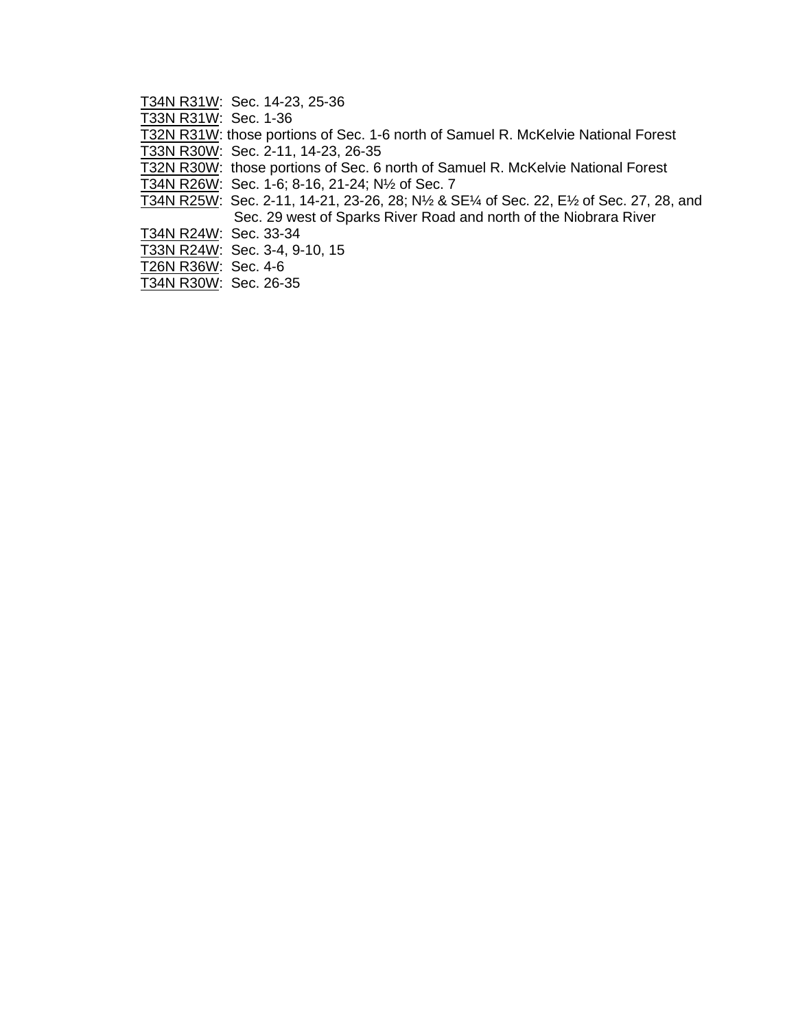T34N R31W:  Sec. 14-23, 25-36
T33N R31W:  Sec. 1-36
T32N R31W: those portions of Sec. 1-6 north of Samuel R. McKelvie National Forest
T33N R30W:  Sec. 2-11, 14-23, 26-35
T32N R30W:  those portions of Sec. 6 north of Samuel R. McKelvie National Forest
T34N R26W:  Sec. 1-6; 8-16, 21-24; N½ of Sec. 7
T34N R25W:  Sec. 2-11, 14-21, 23-26, 28; N½ & SE¼ of Sec. 22, E½ of Sec. 27, 28, and Sec. 29 west of Sparks River Road and north of the Niobrara River
T34N R24W:  Sec. 33-34
T33N R24W:  Sec. 3-4, 9-10, 15
T26N R36W:  Sec. 4-6
T34N R30W:  Sec. 26-35